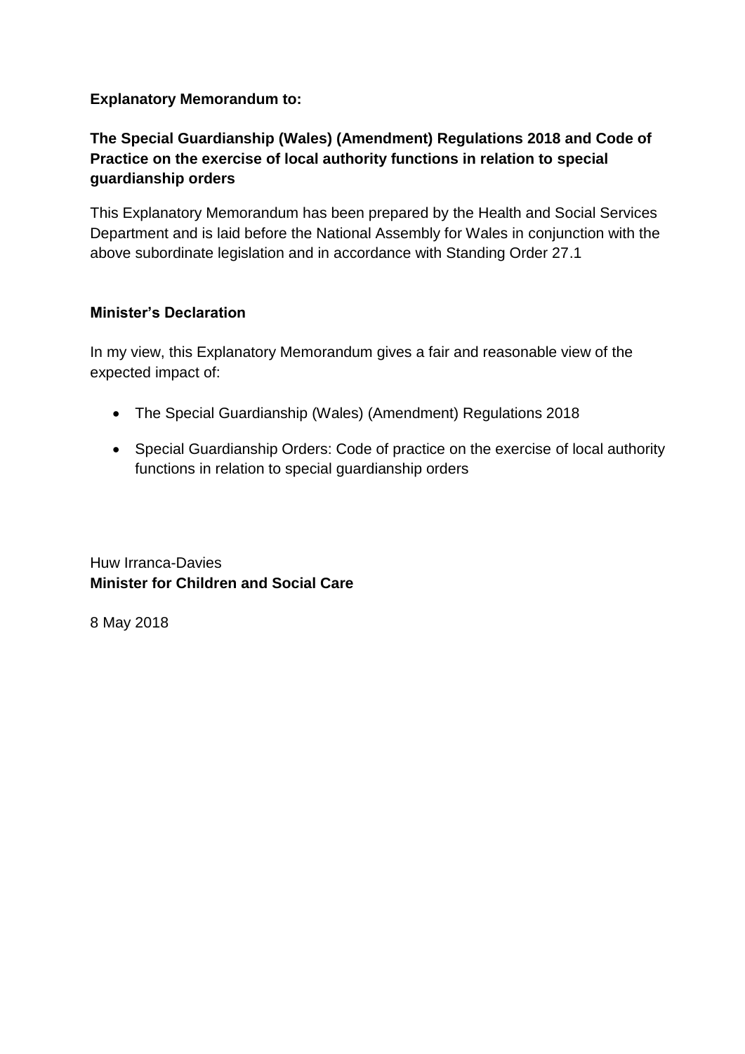**Explanatory Memorandum to:**

**The Special Guardianship (Wales) (Amendment) Regulations 2018 and Code of Practice on the exercise of local authority functions in relation to special guardianship orders**

This Explanatory Memorandum has been prepared by the Health and Social Services Department and is laid before the National Assembly for Wales in conjunction with the above subordinate legislation and in accordance with Standing Order 27.1

**Minister's Declaration**

In my view, this Explanatory Memorandum gives a fair and reasonable view of the expected impact of:

- The Special Guardianship (Wales) (Amendment) Regulations 2018
- Special Guardianship Orders: Code of practice on the exercise of local authority functions in relation to special guardianship orders

Huw Irranca-Davies
**Minister for Children and Social Care**

8 May 2018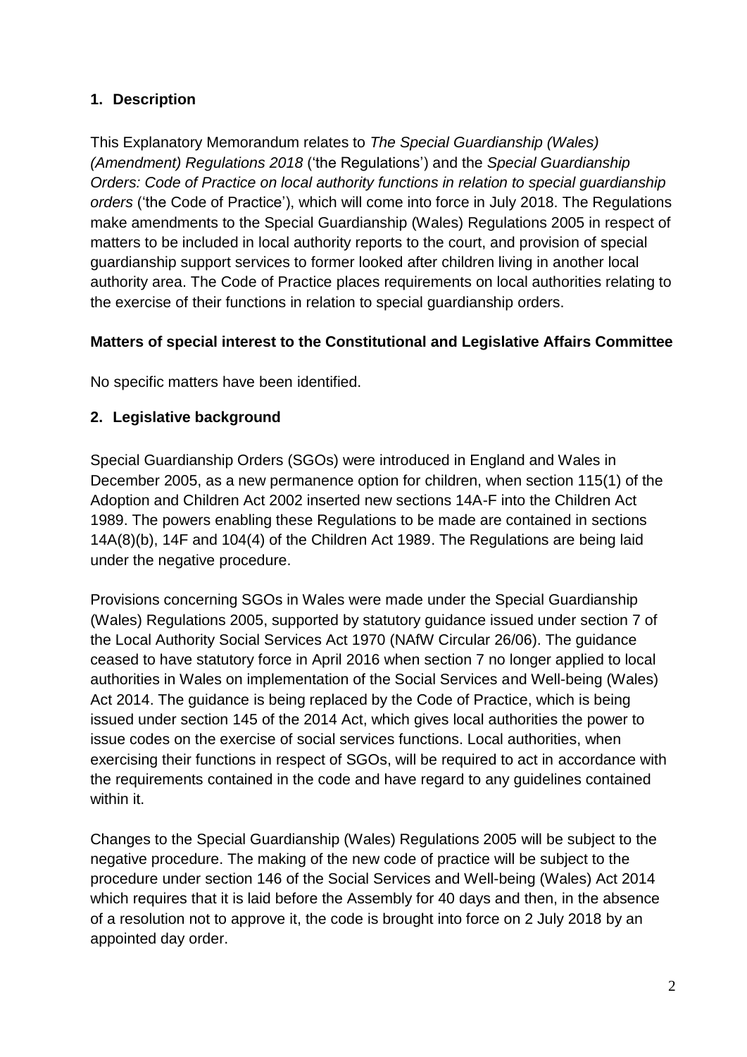## 1. Description

This Explanatory Memorandum relates to *The Special Guardianship (Wales) (Amendment) Regulations 2018* ('the Regulations') and the *Special Guardianship Orders: Code of Practice on local authority functions in relation to special guardianship orders* ('the Code of Practice'), which will come into force in July 2018. The Regulations make amendments to the Special Guardianship (Wales) Regulations 2005 in respect of matters to be included in local authority reports to the court, and provision of special guardianship support services to former looked after children living in another local authority area. The Code of Practice places requirements on local authorities relating to the exercise of their functions in relation to special guardianship orders.

### Matters of special interest to the Constitutional and Legislative Affairs Committee

No specific matters have been identified.

## 2. Legislative background

Special Guardianship Orders (SGOs) were introduced in England and Wales in December 2005, as a new permanence option for children, when section 115(1) of the Adoption and Children Act 2002 inserted new sections 14A-F into the Children Act 1989. The powers enabling these Regulations to be made are contained in sections 14A(8)(b), 14F and 104(4) of the Children Act 1989. The Regulations are being laid under the negative procedure.

Provisions concerning SGOs in Wales were made under the Special Guardianship (Wales) Regulations 2005, supported by statutory guidance issued under section 7 of the Local Authority Social Services Act 1970 (NAfW Circular 26/06). The guidance ceased to have statutory force in April 2016 when section 7 no longer applied to local authorities in Wales on implementation of the Social Services and Well-being (Wales) Act 2014. The guidance is being replaced by the Code of Practice, which is being issued under section 145 of the 2014 Act, which gives local authorities the power to issue codes on the exercise of social services functions. Local authorities, when exercising their functions in respect of SGOs, will be required to act in accordance with the requirements contained in the code and have regard to any guidelines contained within it.

Changes to the Special Guardianship (Wales) Regulations 2005 will be subject to the negative procedure. The making of the new code of practice will be subject to the procedure under section 146 of the Social Services and Well-being (Wales) Act 2014 which requires that it is laid before the Assembly for 40 days and then, in the absence of a resolution not to approve it, the code is brought into force on 2 July 2018 by an appointed day order.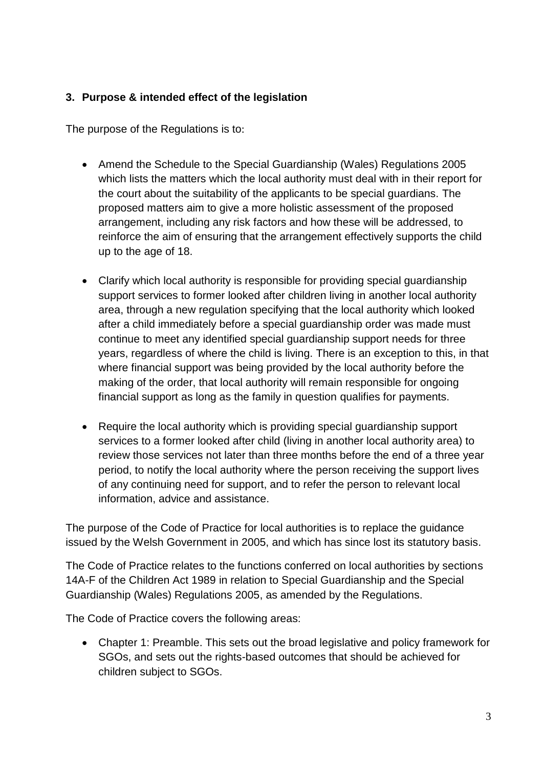## 3. Purpose & intended effect of the legislation

The purpose of the Regulations is to:

- Amend the Schedule to the Special Guardianship (Wales) Regulations 2005 which lists the matters which the local authority must deal with in their report for the court about the suitability of the applicants to be special guardians. The proposed matters aim to give a more holistic assessment of the proposed arrangement, including any risk factors and how these will be addressed, to reinforce the aim of ensuring that the arrangement effectively supports the child up to the age of 18.

- Clarify which local authority is responsible for providing special guardianship support services to former looked after children living in another local authority area, through a new regulation specifying that the local authority which looked after a child immediately before a special guardianship order was made must continue to meet any identified special guardianship support needs for three years, regardless of where the child is living. There is an exception to this, in that where financial support was being provided by the local authority before the making of the order, that local authority will remain responsible for ongoing financial support as long as the family in question qualifies for payments.

- Require the local authority which is providing special guardianship support services to a former looked after child (living in another local authority area) to review those services not later than three months before the end of a three year period, to notify the local authority where the person receiving the support lives of any continuing need for support, and to refer the person to relevant local information, advice and assistance.

The purpose of the Code of Practice for local authorities is to replace the guidance issued by the Welsh Government in 2005, and which has since lost its statutory basis.

The Code of Practice relates to the functions conferred on local authorities by sections 14A-F of the Children Act 1989 in relation to Special Guardianship and the Special Guardianship (Wales) Regulations 2005, as amended by the Regulations.

The Code of Practice covers the following areas:

- Chapter 1: Preamble. This sets out the broad legislative and policy framework for SGOs, and sets out the rights-based outcomes that should be achieved for children subject to SGOs.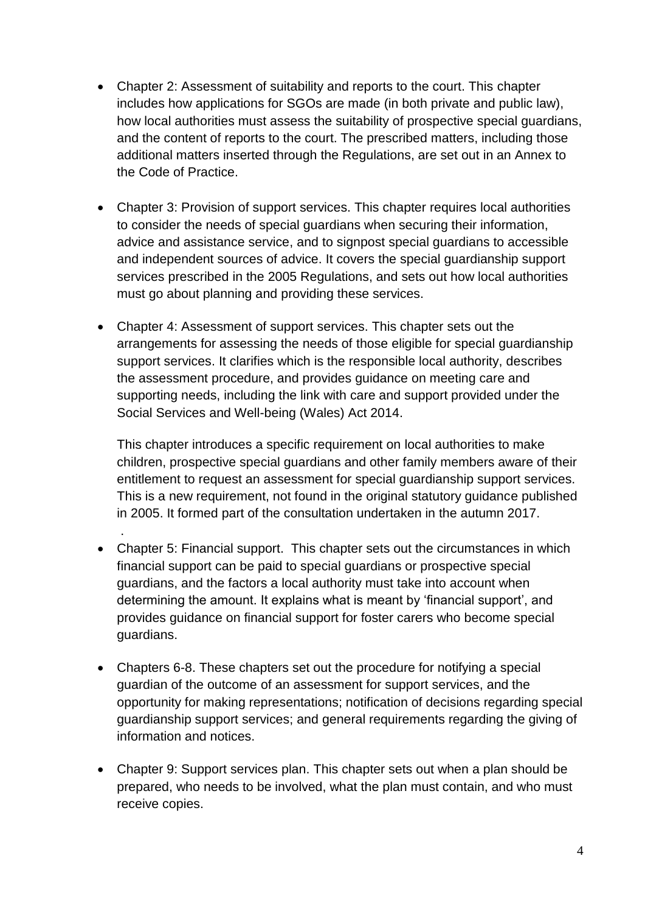- Chapter 2: Assessment of suitability and reports to the court. This chapter includes how applications for SGOs are made (in both private and public law), how local authorities must assess the suitability of prospective special guardians, and the content of reports to the court. The prescribed matters, including those additional matters inserted through the Regulations, are set out in an Annex to the Code of Practice.

- Chapter 3: Provision of support services. This chapter requires local authorities to consider the needs of special guardians when securing their information, advice and assistance service, and to signpost special guardians to accessible and independent sources of advice. It covers the special guardianship support services prescribed in the 2005 Regulations, and sets out how local authorities must go about planning and providing these services.

- Chapter 4: Assessment of support services. This chapter sets out the arrangements for assessing the needs of those eligible for special guardianship support services. It clarifies which is the responsible local authority, describes the assessment procedure, and provides guidance on meeting care and supporting needs, including the link with care and support provided under the Social Services and Well-being (Wales) Act 2014.

  This chapter introduces a specific requirement on local authorities to make children, prospective special guardians and other family members aware of their entitlement to request an assessment for special guardianship support services. This is a new requirement, not found in the original statutory guidance published in 2005. It formed part of the consultation undertaken in the autumn 2017.
  .
- Chapter 5: Financial support. This chapter sets out the circumstances in which financial support can be paid to special guardians or prospective special guardians, and the factors a local authority must take into account when determining the amount. It explains what is meant by 'financial support', and provides guidance on financial support for foster carers who become special guardians.

- Chapters 6-8. These chapters set out the procedure for notifying a special guardian of the outcome of an assessment for support services, and the opportunity for making representations; notification of decisions regarding special guardianship support services; and general requirements regarding the giving of information and notices.

- Chapter 9: Support services plan. This chapter sets out when a plan should be prepared, who needs to be involved, what the plan must contain, and who must receive copies.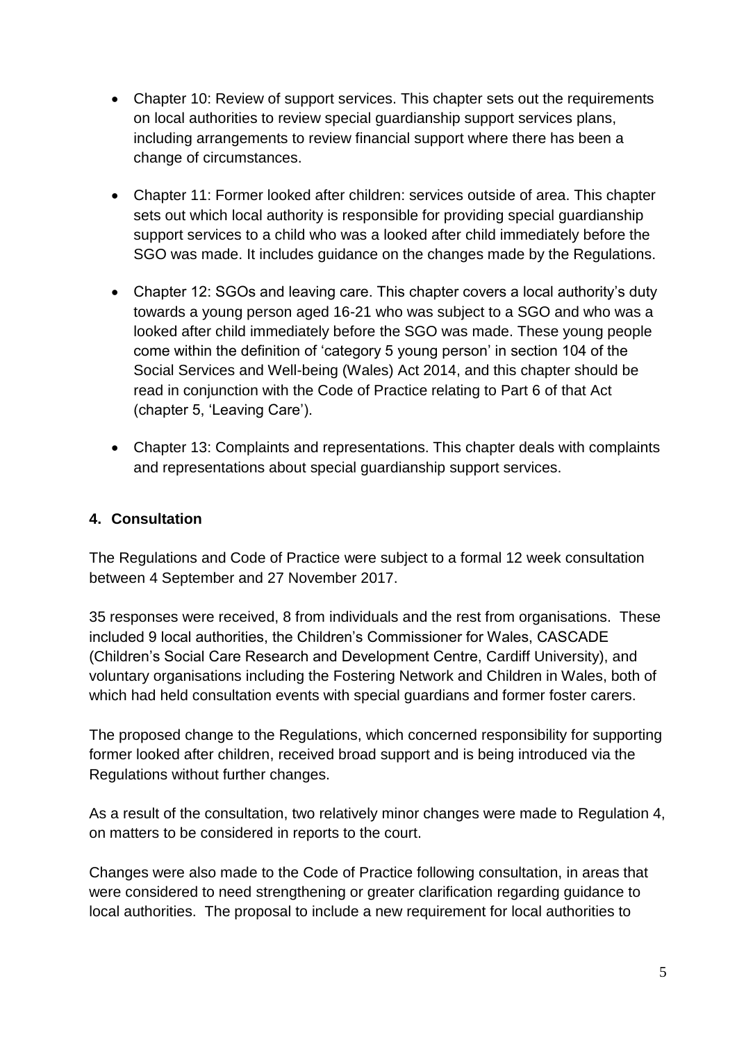- Chapter 10: Review of support services. This chapter sets out the requirements on local authorities to review special guardianship support services plans, including arrangements to review financial support where there has been a change of circumstances.

- Chapter 11: Former looked after children: services outside of area. This chapter sets out which local authority is responsible for providing special guardianship support services to a child who was a looked after child immediately before the SGO was made. It includes guidance on the changes made by the Regulations.

- Chapter 12: SGOs and leaving care. This chapter covers a local authority's duty towards a young person aged 16-21 who was subject to a SGO and who was a looked after child immediately before the SGO was made. These young people come within the definition of 'category 5 young person' in section 104 of the Social Services and Well-being (Wales) Act 2014, and this chapter should be read in conjunction with the Code of Practice relating to Part 6 of that Act (chapter 5, 'Leaving Care').

- Chapter 13: Complaints and representations. This chapter deals with complaints and representations about special guardianship support services.

## 4. Consultation

The Regulations and Code of Practice were subject to a formal 12 week consultation between 4 September and 27 November 2017.

35 responses were received, 8 from individuals and the rest from organisations. These included 9 local authorities, the Children's Commissioner for Wales, CASCADE (Children's Social Care Research and Development Centre, Cardiff University), and voluntary organisations including the Fostering Network and Children in Wales, both of which had held consultation events with special guardians and former foster carers.

The proposed change to the Regulations, which concerned responsibility for supporting former looked after children, received broad support and is being introduced via the Regulations without further changes.

As a result of the consultation, two relatively minor changes were made to Regulation 4, on matters to be considered in reports to the court.

Changes were also made to the Code of Practice following consultation, in areas that were considered to need strengthening or greater clarification regarding guidance to local authorities. The proposal to include a new requirement for local authorities to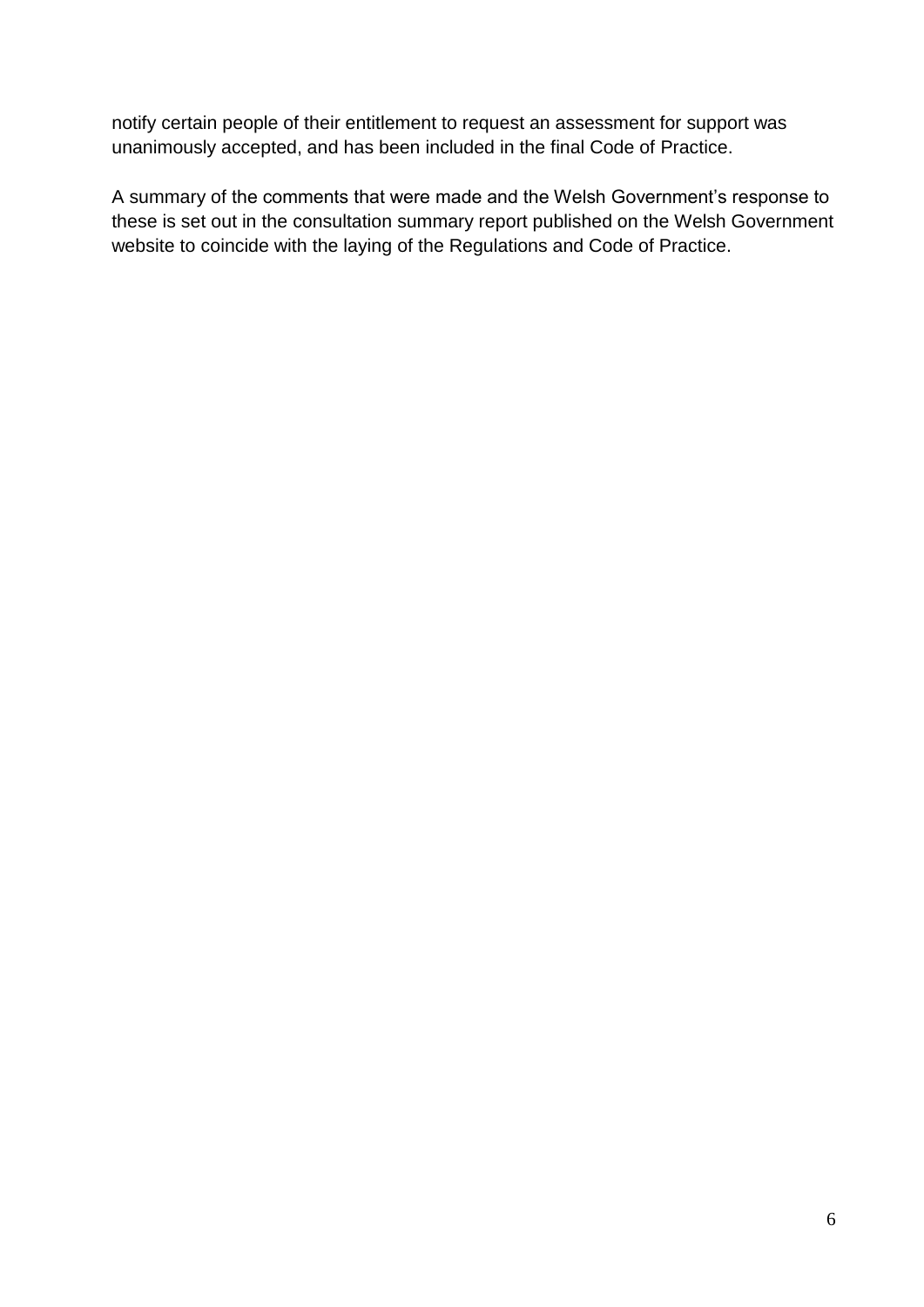notify certain people of their entitlement to request an assessment for support was unanimously accepted, and has been included in the final Code of Practice.

A summary of the comments that were made and the Welsh Government's response to these is set out in the consultation summary report published on the Welsh Government website to coincide with the laying of the Regulations and Code of Practice.